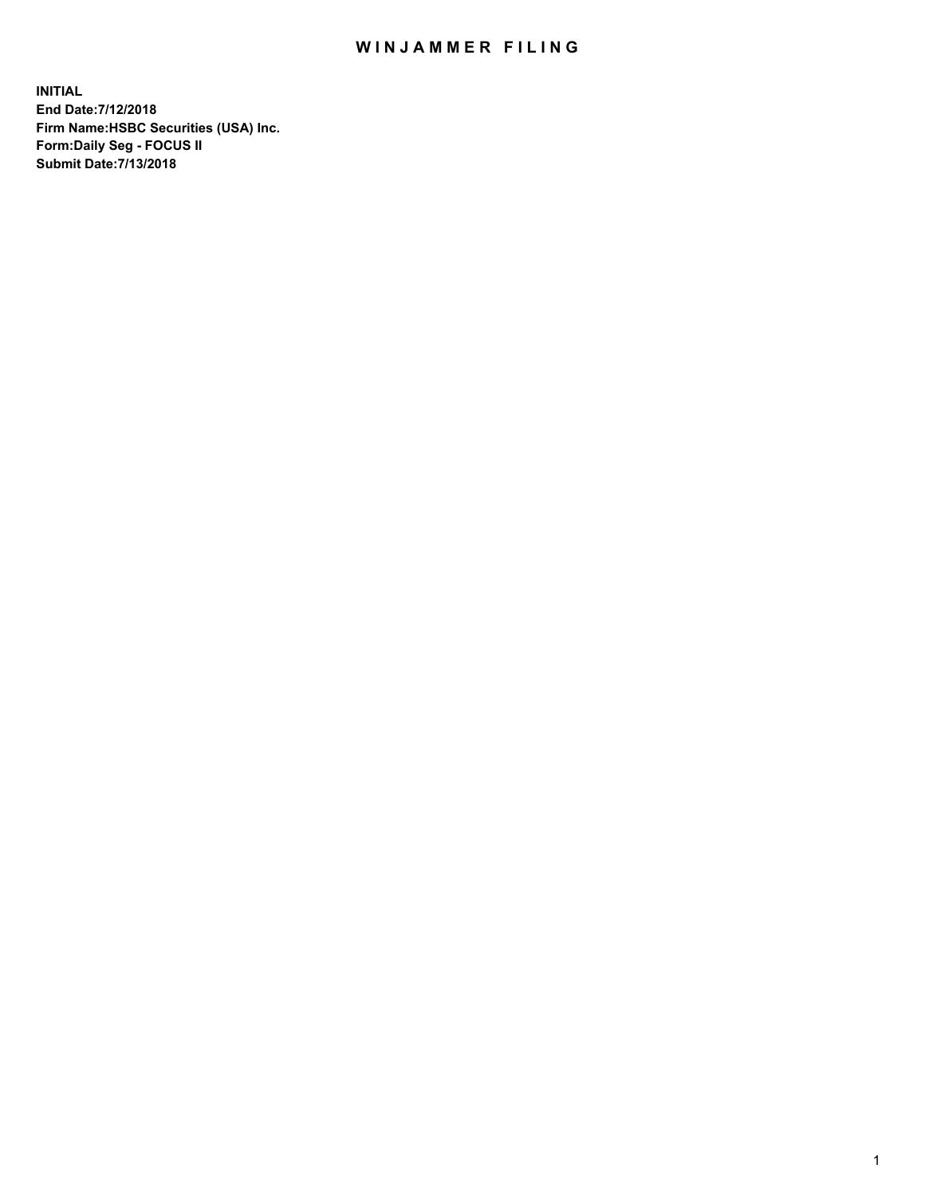# WINJAMMER FILING

**INITIAL**
**End Date:7/12/2018**
**Firm Name:HSBC Securities (USA) Inc.**
**Form:Daily Seg - FOCUS II**
**Submit Date:7/13/2018**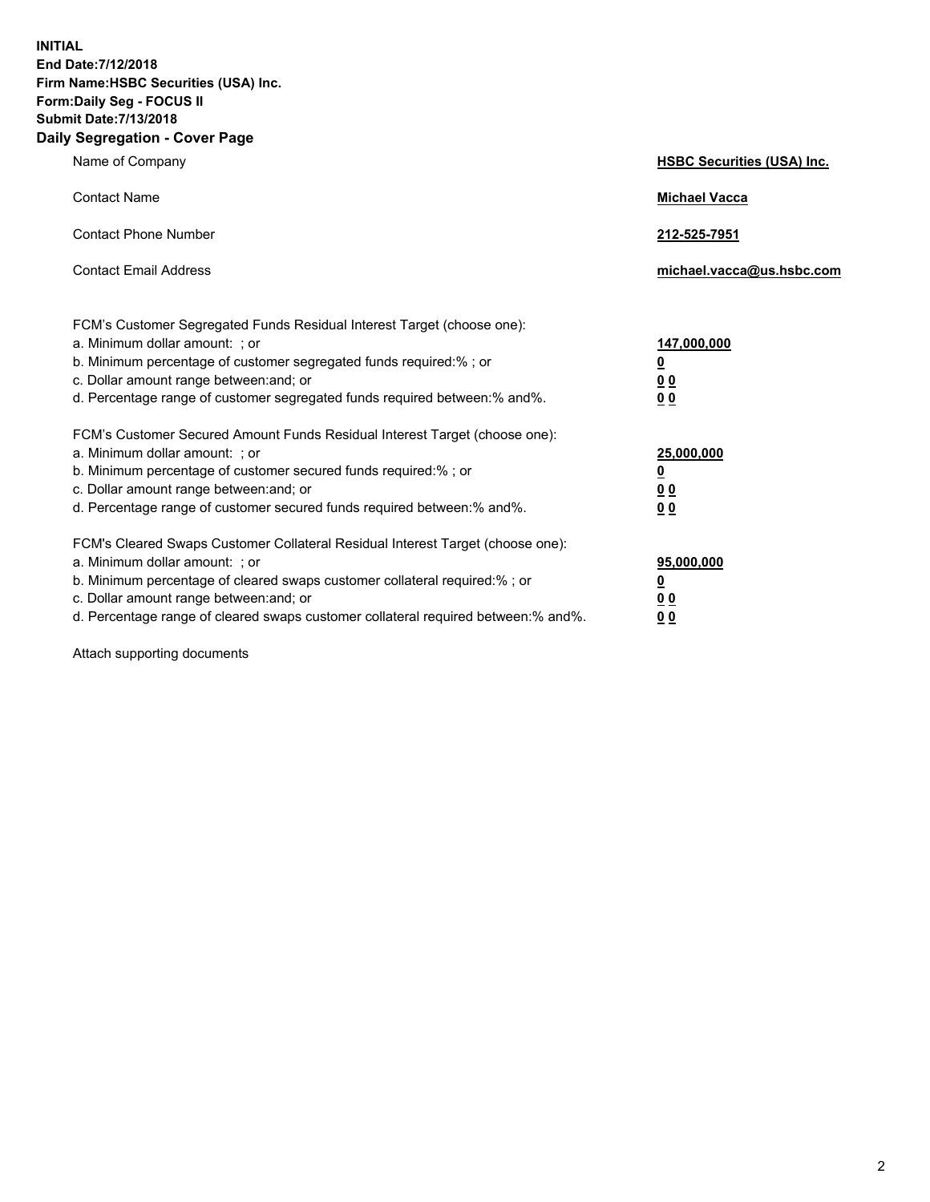**INITIAL**
**End Date:7/12/2018**
**Firm Name:HSBC Securities (USA) Inc.**
**Form:Daily Seg - FOCUS II**
**Submit Date:7/13/2018**

## Daily Segregation - Cover Page

| | |
|---|---|
| Name of Company | **HSBC Securities (USA) Inc.** |
| Contact Name | **Michael Vacca** |
| Contact Phone Number | **212-525-7951** |
| Contact Email Address | **michael.vacca@us.hsbc.com** |

| | |
|---|---|
| FCM's Customer Segregated Funds Residual Interest Target (choose one): | |
| a. Minimum dollar amount: ; or | **147,000,000** |
| b. Minimum percentage of customer segregated funds required:% ; or | **0** |
| c. Dollar amount range between:and; or | **0 0** |
| d. Percentage range of customer segregated funds required between:% and%. | **0 0** |
| FCM's Customer Secured Amount Funds Residual Interest Target (choose one): | |
| a. Minimum dollar amount: ; or | **25,000,000** |
| b. Minimum percentage of customer secured funds required:% ; or | **0** |
| c. Dollar amount range between:and; or | **0 0** |
| d. Percentage range of customer secured funds required between:% and%. | **0 0** |
| FCM's Cleared Swaps Customer Collateral Residual Interest Target (choose one): | |
| a. Minimum dollar amount: ; or | **95,000,000** |
| b. Minimum percentage of cleared swaps customer collateral required:% ; or | **0** |
| c. Dollar amount range between:and; or | **0 0** |
| d. Percentage range of cleared swaps customer collateral required between:% and%. | **0 0** |

Attach supporting documents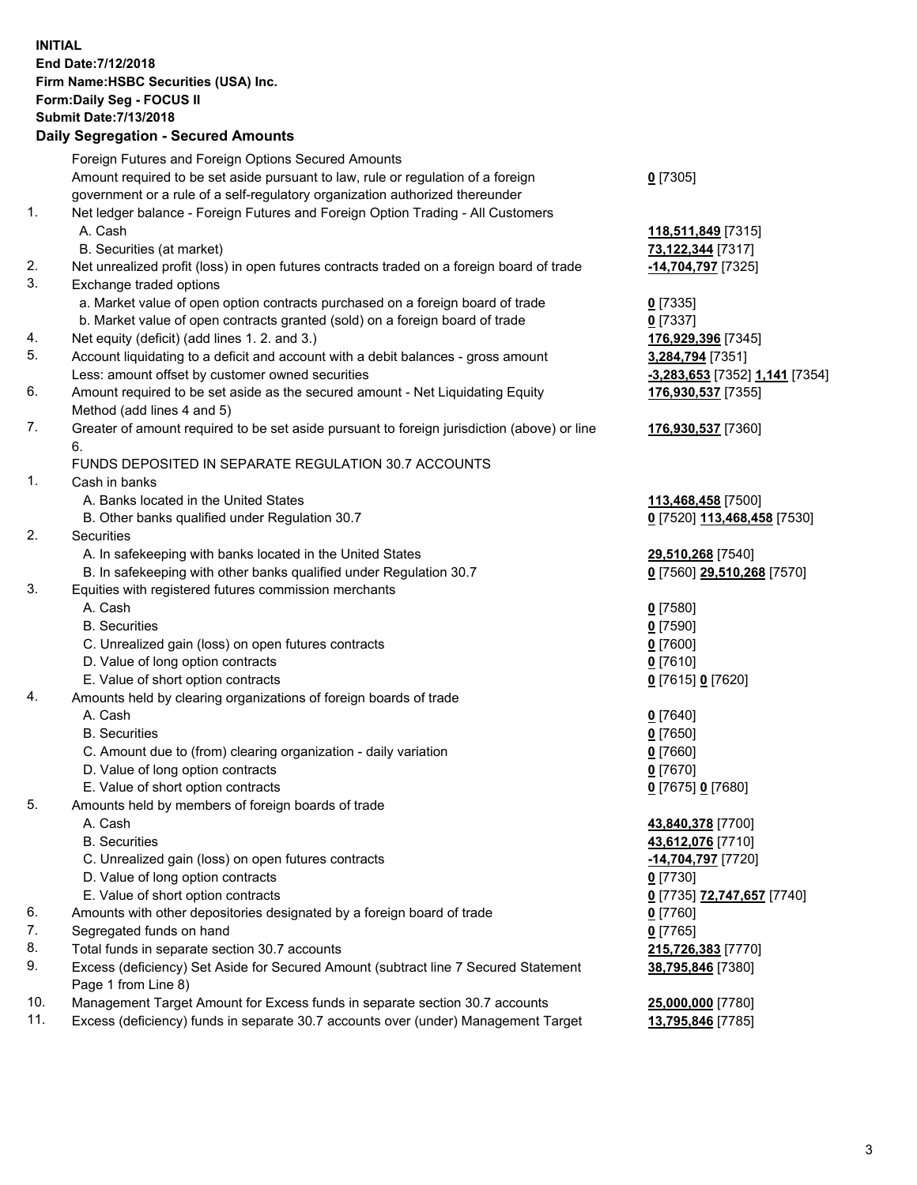**INITIAL**
**End Date:7/12/2018**
**Firm Name:HSBC Securities (USA) Inc.**
**Form:Daily Seg - FOCUS II**
**Submit Date:7/13/2018**

## Daily Segregation - Secured Amounts

| | | |
|---|---|---|
| | Foreign Futures and Foreign Options Secured Amounts | |
| | Amount required to be set aside pursuant to law, rule or regulation of a foreign government or a rule of a self-regulatory organization authorized thereunder | **0** [7305] |
| 1. | Net ledger balance - Foreign Futures and Foreign Option Trading - All Customers | |
| | A. Cash | **118,511,849** [7315] |
| | B. Securities (at market) | **73,122,344** [7317] |
| 2. | Net unrealized profit (loss) in open futures contracts traded on a foreign board of trade | **-14,704,797** [7325] |
| 3. | Exchange traded options | |
| | a. Market value of open option contracts purchased on a foreign board of trade | **0** [7335] |
| | b. Market value of open contracts granted (sold) on a foreign board of trade | **0** [7337] |
| 4. | Net equity (deficit) (add lines 1. 2. and 3.) | **176,929,396** [7345] |
| 5. | Account liquidating to a deficit and account with a debit balances - gross amount | **3,284,794** [7351] |
| | Less: amount offset by customer owned securities | **-3,283,653** [7352] **1,141** [7354] |
| 6. | Amount required to be set aside as the secured amount - Net Liquidating Equity Method (add lines 4 and 5) | **176,930,537** [7355] |
| 7. | Greater of amount required to be set aside pursuant to foreign jurisdiction (above) or line 6. | **176,930,537** [7360] |
| | FUNDS DEPOSITED IN SEPARATE REGULATION 30.7 ACCOUNTS | |
| 1. | Cash in banks | |
| | A. Banks located in the United States | **113,468,458** [7500] |
| | B. Other banks qualified under Regulation 30.7 | **0** [7520] **113,468,458** [7530] |
| 2. | Securities | |
| | A. In safekeeping with banks located in the United States | **29,510,268** [7540] |
| | B. In safekeeping with other banks qualified under Regulation 30.7 | **0** [7560] **29,510,268** [7570] |
| 3. | Equities with registered futures commission merchants | |
| | A. Cash | **0** [7580] |
| | B. Securities | **0** [7590] |
| | C. Unrealized gain (loss) on open futures contracts | **0** [7600] |
| | D. Value of long option contracts | **0** [7610] |
| | E. Value of short option contracts | **0** [7615] **0** [7620] |
| 4. | Amounts held by clearing organizations of foreign boards of trade | |
| | A. Cash | **0** [7640] |
| | B. Securities | **0** [7650] |
| | C. Amount due to (from) clearing organization - daily variation | **0** [7660] |
| | D. Value of long option contracts | **0** [7670] |
| | E. Value of short option contracts | **0** [7675] **0** [7680] |
| 5. | Amounts held by members of foreign boards of trade | |
| | A. Cash | **43,840,378** [7700] |
| | B. Securities | **43,612,076** [7710] |
| | C. Unrealized gain (loss) on open futures contracts | **-14,704,797** [7720] |
| | D. Value of long option contracts | **0** [7730] |
| | E. Value of short option contracts | **0** [7735] **72,747,657** [7740] |
| 6. | Amounts with other depositories designated by a foreign board of trade | **0** [7760] |
| 7. | Segregated funds on hand | **0** [7765] |
| 8. | Total funds in separate section 30.7 accounts | **215,726,383** [7770] |
| 9. | Excess (deficiency) Set Aside for Secured Amount (subtract line 7 Secured Statement Page 1 from Line 8) | **38,795,846** [7380] |
| 10. | Management Target Amount for Excess funds in separate section 30.7 accounts | **25,000,000** [7780] |
| 11. | Excess (deficiency) funds in separate 30.7 accounts over (under) Management Target | **13,795,846** [7785] |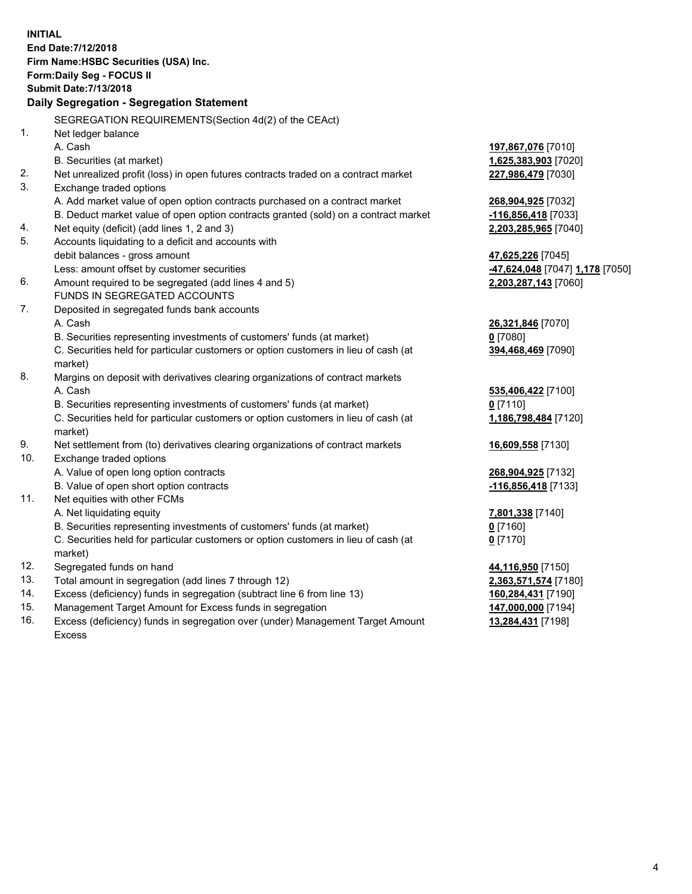**INITIAL**
**End Date:7/12/2018**
**Firm Name:HSBC Securities (USA) Inc.**
**Form:Daily Seg - FOCUS II**
**Submit Date:7/13/2018**

**Daily Segregation - Segregation Statement**

SEGREGATION REQUIREMENTS(Section 4d(2) of the CEAct)

| | | |
|---|---|---|
| 1. | Net ledger balance | |
| | A. Cash | **197,867,076** [7010] |
| | B. Securities (at market) | **1,625,383,903** [7020] |
| 2. | Net unrealized profit (loss) in open futures contracts traded on a contract market | **227,986,479** [7030] |
| 3. | Exchange traded options | |
| | A. Add market value of open option contracts purchased on a contract market | **268,904,925** [7032] |
| | B. Deduct market value of open option contracts granted (sold) on a contract market | **-116,856,418** [7033] |
| 4. | Net equity (deficit) (add lines 1, 2 and 3) | **2,203,285,965** [7040] |
| 5. | Accounts liquidating to a deficit and accounts with debit balances - gross amount | **47,625,226** [7045] |
| | Less: amount offset by customer securities | **-47,624,048** [7047] **1,178** [7050] |
| 6. | Amount required to be segregated (add lines 4 and 5) | **2,203,287,143** [7060] |
| | FUNDS IN SEGREGATED ACCOUNTS | |
| 7. | Deposited in segregated funds bank accounts | |
| | A. Cash | **26,321,846** [7070] |
| | B. Securities representing investments of customers' funds (at market) | **0** [7080] |
| | C. Securities held for particular customers or option customers in lieu of cash (at market) | **394,468,469** [7090] |
| 8. | Margins on deposit with derivatives clearing organizations of contract markets | |
| | A. Cash | **535,406,422** [7100] |
| | B. Securities representing investments of customers' funds (at market) | **0** [7110] |
| | C. Securities held for particular customers or option customers in lieu of cash (at market) | **1,186,798,484** [7120] |
| 9. | Net settlement from (to) derivatives clearing organizations of contract markets | **16,609,558** [7130] |
| 10. | Exchange traded options | |
| | A. Value of open long option contracts | **268,904,925** [7132] |
| | B. Value of open short option contracts | **-116,856,418** [7133] |
| 11. | Net equities with other FCMs | |
| | A. Net liquidating equity | **7,801,338** [7140] |
| | B. Securities representing investments of customers' funds (at market) | **0** [7160] |
| | C. Securities held for particular customers or option customers in lieu of cash (at market) | **0** [7170] |
| 12. | Segregated funds on hand | **44,116,950** [7150] |
| 13. | Total amount in segregation (add lines 7 through 12) | **2,363,571,574** [7180] |
| 14. | Excess (deficiency) funds in segregation (subtract line 6 from line 13) | **160,284,431** [7190] |
| 15. | Management Target Amount for Excess funds in segregation | **147,000,000** [7194] |
| 16. | Excess (deficiency) funds in segregation over (under) Management Target Amount Excess | **13,284,431** [7198] |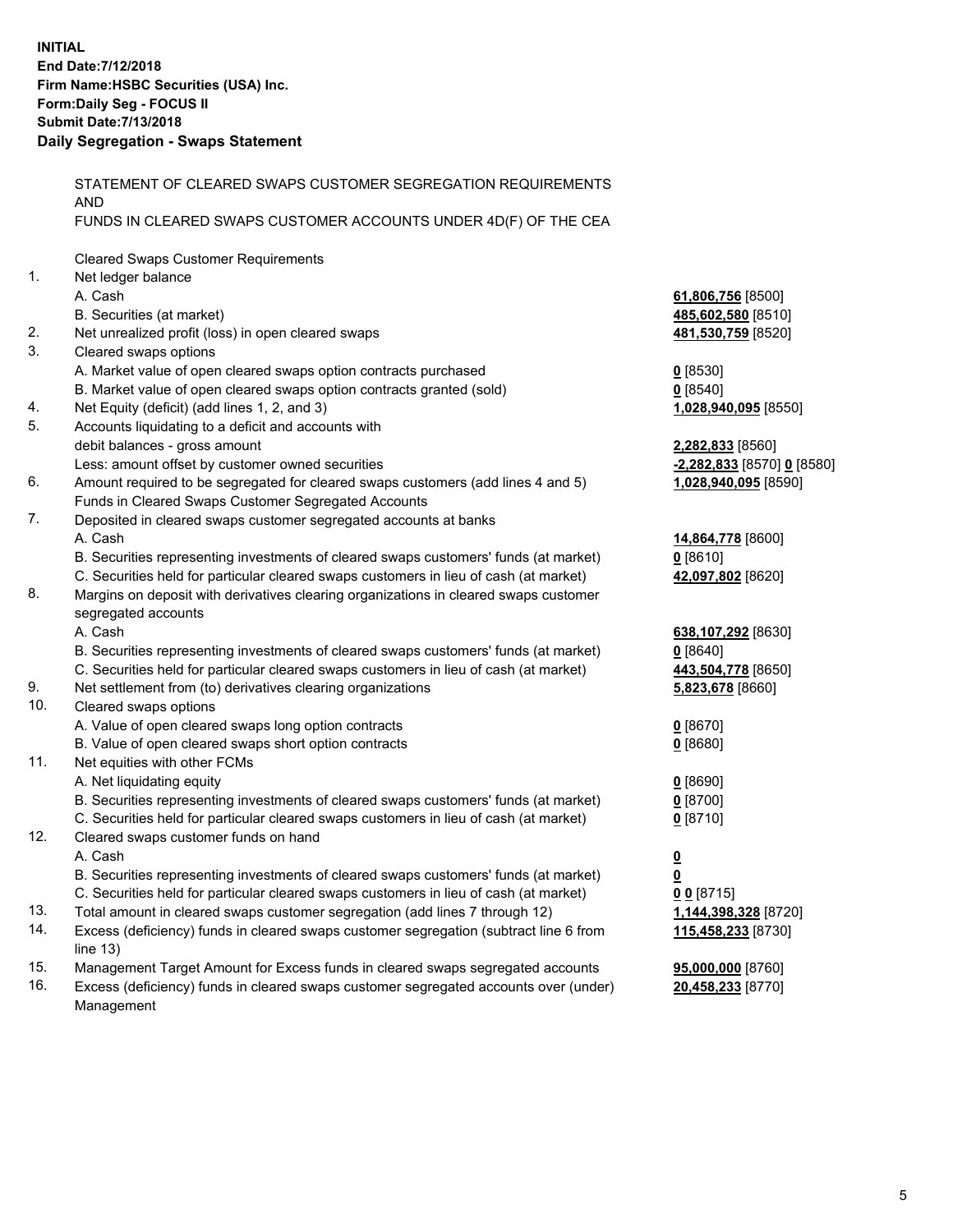**INITIAL**
**End Date:7/12/2018**
**Firm Name:HSBC Securities (USA) Inc.**
**Form:Daily Seg - FOCUS II**
**Submit Date:7/13/2018**
**Daily Segregation - Swaps Statement**

STATEMENT OF CLEARED SWAPS CUSTOMER SEGREGATION REQUIREMENTS AND
FUNDS IN CLEARED SWAPS CUSTOMER ACCOUNTS UNDER 4D(F) OF THE CEA

| | | |
|---|---|---|
| | Cleared Swaps Customer Requirements | |
| 1. | Net ledger balance | |
| | A. Cash | **61,806,756** [8500] |
| | B. Securities (at market) | **485,602,580** [8510] |
| 2. | Net unrealized profit (loss) in open cleared swaps | **481,530,759** [8520] |
| 3. | Cleared swaps options | |
| | A. Market value of open cleared swaps option contracts purchased | **0** [8530] |
| | B. Market value of open cleared swaps option contracts granted (sold) | **0** [8540] |
| 4. | Net Equity (deficit) (add lines 1, 2, and 3) | **1,028,940,095** [8550] |
| 5. | Accounts liquidating to a deficit and accounts with | |
| | debit balances - gross amount | **2,282,833** [8560] |
| | Less: amount offset by customer owned securities | **-2,282,833** [8570] **0** [8580] |
| 6. | Amount required to be segregated for cleared swaps customers (add lines 4 and 5) | **1,028,940,095** [8590] |
| | Funds in Cleared Swaps Customer Segregated Accounts | |
| 7. | Deposited in cleared swaps customer segregated accounts at banks | |
| | A. Cash | **14,864,778** [8600] |
| | B. Securities representing investments of cleared swaps customers' funds (at market) | **0** [8610] |
| | C. Securities held for particular cleared swaps customers in lieu of cash (at market) | **42,097,802** [8620] |
| 8. | Margins on deposit with derivatives clearing organizations in cleared swaps customer segregated accounts | |
| | A. Cash | **638,107,292** [8630] |
| | B. Securities representing investments of cleared swaps customers' funds (at market) | **0** [8640] |
| | C. Securities held for particular cleared swaps customers in lieu of cash (at market) | **443,504,778** [8650] |
| 9. | Net settlement from (to) derivatives clearing organizations | **5,823,678** [8660] |
| 10. | Cleared swaps options | |
| | A. Value of open cleared swaps long option contracts | **0** [8670] |
| | B. Value of open cleared swaps short option contracts | **0** [8680] |
| 11. | Net equities with other FCMs | |
| | A. Net liquidating equity | **0** [8690] |
| | B. Securities representing investments of cleared swaps customers' funds (at market) | **0** [8700] |
| | C. Securities held for particular cleared swaps customers in lieu of cash (at market) | **0** [8710] |
| 12. | Cleared swaps customer funds on hand | |
| | A. Cash | **0** |
| | B. Securities representing investments of cleared swaps customers' funds (at market) | **0** |
| | C. Securities held for particular cleared swaps customers in lieu of cash (at market) | **0** **0** [8715] |
| 13. | Total amount in cleared swaps customer segregation (add lines 7 through 12) | **1,144,398,328** [8720] |
| 14. | Excess (deficiency) funds in cleared swaps customer segregation (subtract line 6 from line 13) | **115,458,233** [8730] |
| 15. | Management Target Amount for Excess funds in cleared swaps segregated accounts | **95,000,000** [8760] |
| 16. | Excess (deficiency) funds in cleared swaps customer segregated accounts over (under) Management | **20,458,233** [8770] |